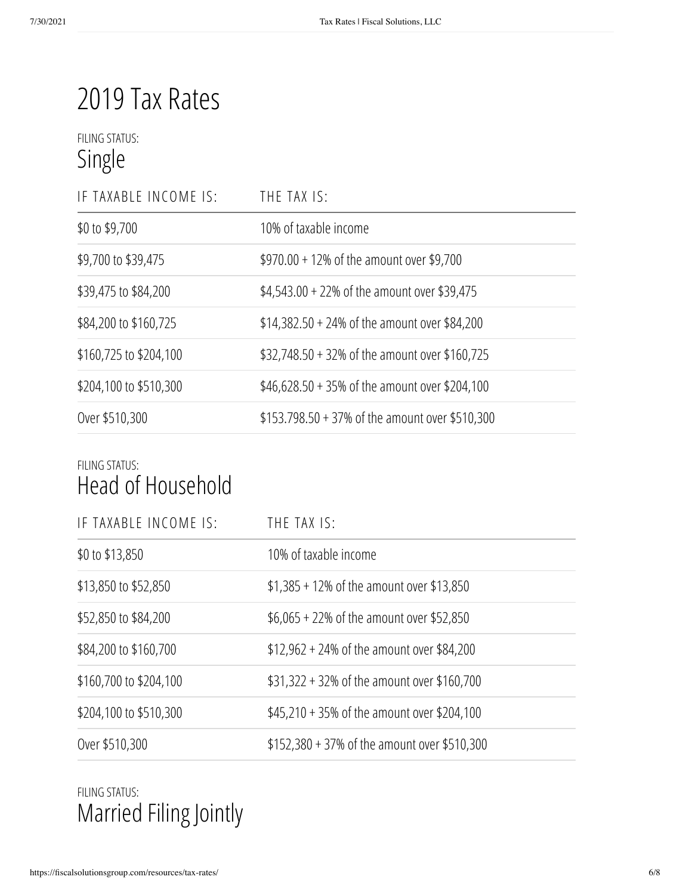# 2019 Tax Rates

FILING STATUS:
## Single

| IF TAXABLE INCOME IS: | THE TAX IS: |
|---|---|
| $0 to $9,700 | 10% of taxable income |
| $9,700 to $39,475 | $970.00 + 12% of the amount over $9,700 |
| $39,475 to $84,200 | $4,543.00 + 22% of the amount over $39,475 |
| $84,200 to $160,725 | $14,382.50 + 24% of the amount over $84,200 |
| $160,725 to $204,100 | $32,748.50 + 32% of the amount over $160,725 |
| $204,100 to $510,300 | $46,628.50 + 35% of the amount over $204,100 |
| Over $510,300 | $153.798.50 + 37% of the amount over $510,300 |

FILING STATUS:
## Head of Household

| IF TAXABLE INCOME IS: | THE TAX IS: |
|---|---|
| $0 to $13,850 | 10% of taxable income |
| $13,850 to $52,850 | $1,385 + 12% of the amount over $13,850 |
| $52,850 to $84,200 | $6,065 + 22% of the amount over $52,850 |
| $84,200 to $160,700 | $12,962 + 24% of the amount over $84,200 |
| $160,700 to $204,100 | $31,322 + 32% of the amount over $160,700 |
| $204,100 to $510,300 | $45,210 + 35% of the amount over $204,100 |
| Over $510,300 | $152,380 + 37% of the amount over $510,300 |

FILING STATUS:
## Married Filing Jointly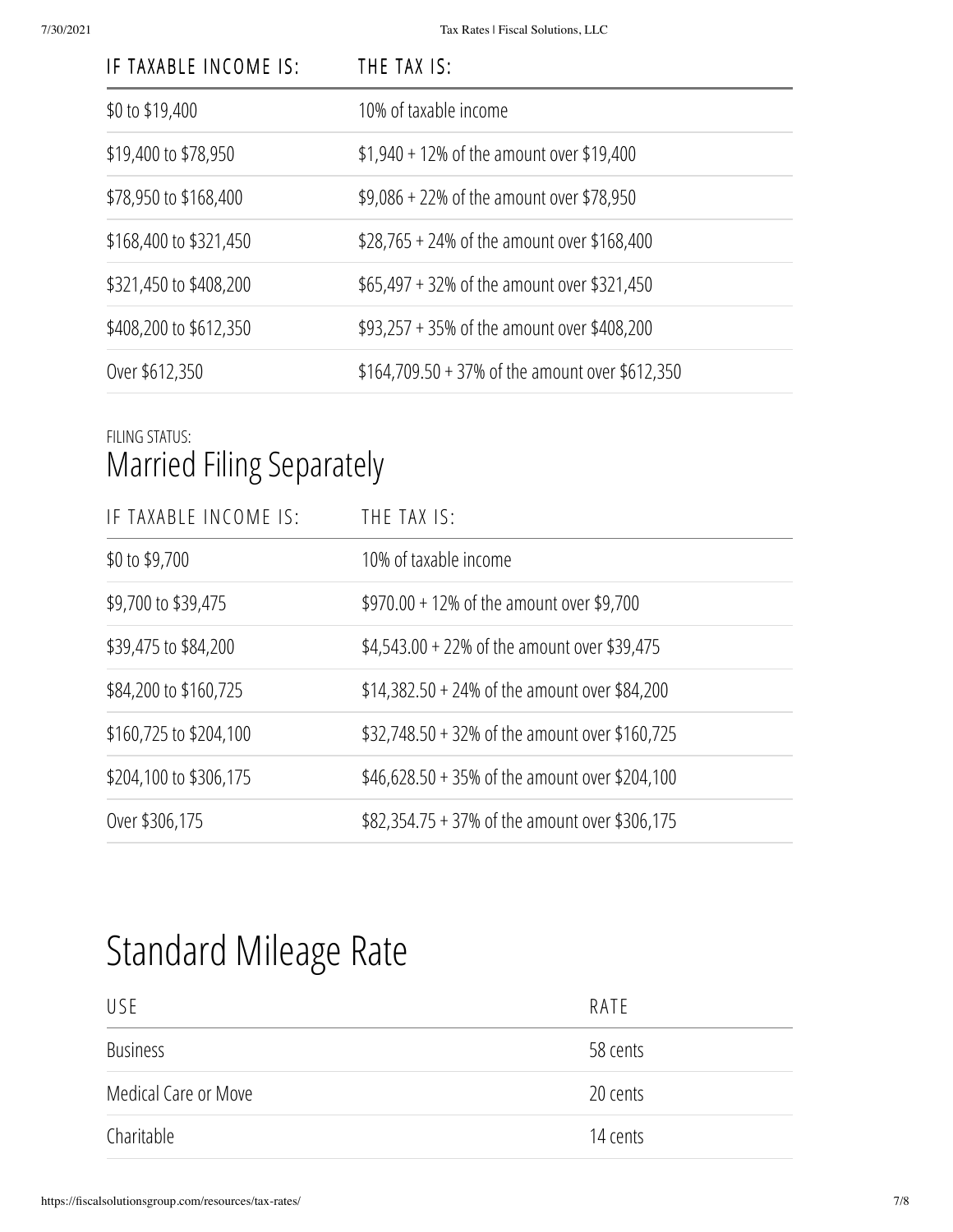| IF TAXABLE INCOME IS: | THE TAX IS: |
| --- | --- |
| $0 to $19,400 | 10% of taxable income |
| $19,400 to $78,950 | $1,940 + 12% of the amount over $19,400 |
| $78,950 to $168,400 | $9,086 + 22% of the amount over $78,950 |
| $168,400 to $321,450 | $28,765 + 24% of the amount over $168,400 |
| $321,450 to $408,200 | $65,497 + 32% of the amount over $321,450 |
| $408,200 to $612,350 | $93,257 + 35% of the amount over $408,200 |
| Over $612,350 | $164,709.50 + 37% of the amount over $612,350 |

FILING STATUS:
## Married Filing Separately

| IF TAXABLE INCOME IS: | THE TAX IS: |
| --- | --- |
| $0 to $9,700 | 10% of taxable income |
| $9,700 to $39,475 | $970.00 + 12% of the amount over $9,700 |
| $39,475 to $84,200 | $4,543.00 + 22% of the amount over $39,475 |
| $84,200 to $160,725 | $14,382.50 + 24% of the amount over $84,200 |
| $160,725 to $204,100 | $32,748.50 + 32% of the amount over $160,725 |
| $204,100 to $306,175 | $46,628.50 + 35% of the amount over $204,100 |
| Over $306,175 | $82,354.75 + 37% of the amount over $306,175 |

# Standard Mileage Rate

| USE | RATE |
| --- | --- |
| Business | 58 cents |
| Medical Care or Move | 20 cents |
| Charitable | 14 cents |